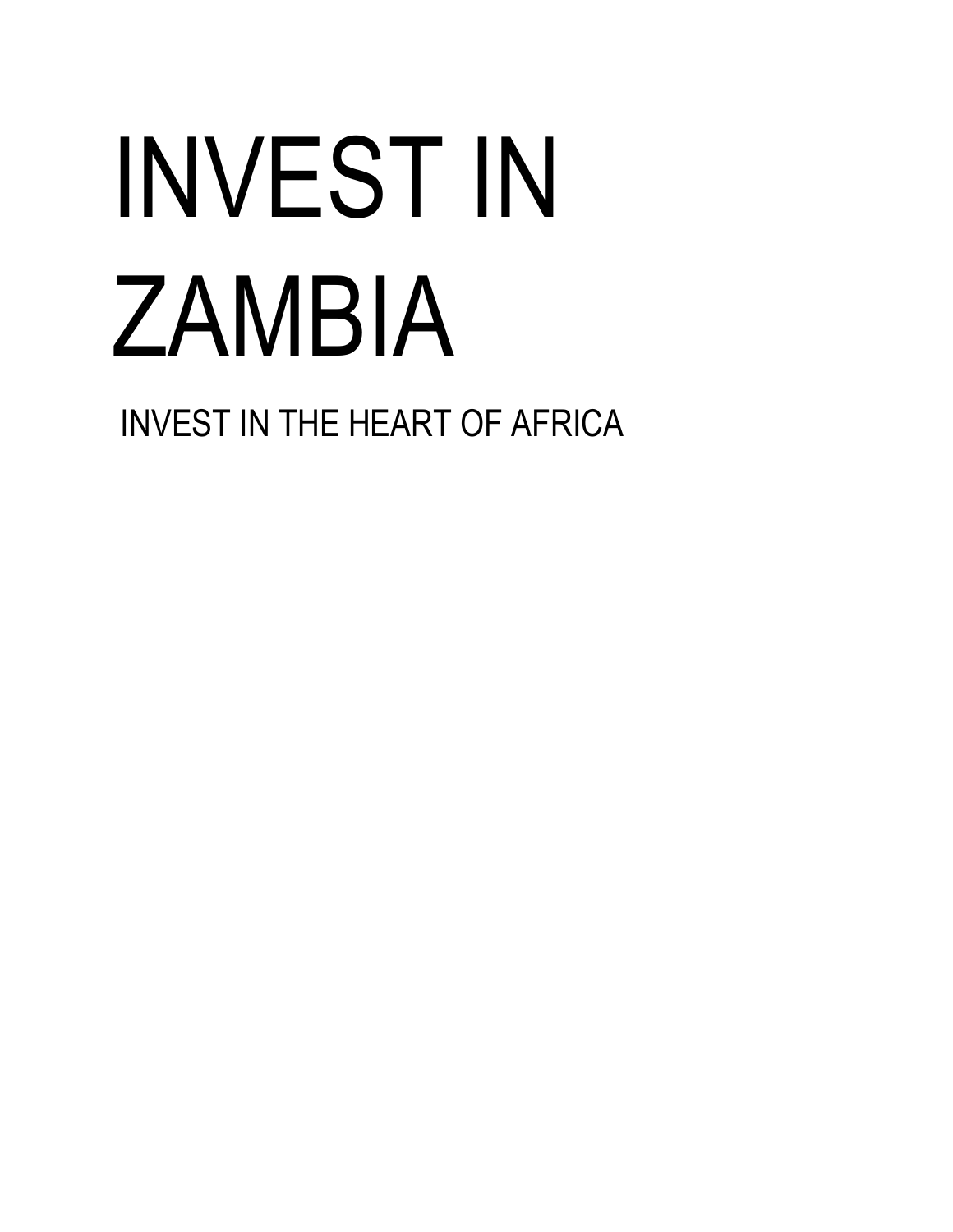# INVEST IN ZAMBIA

INVEST IN THE HEART OF AFRICA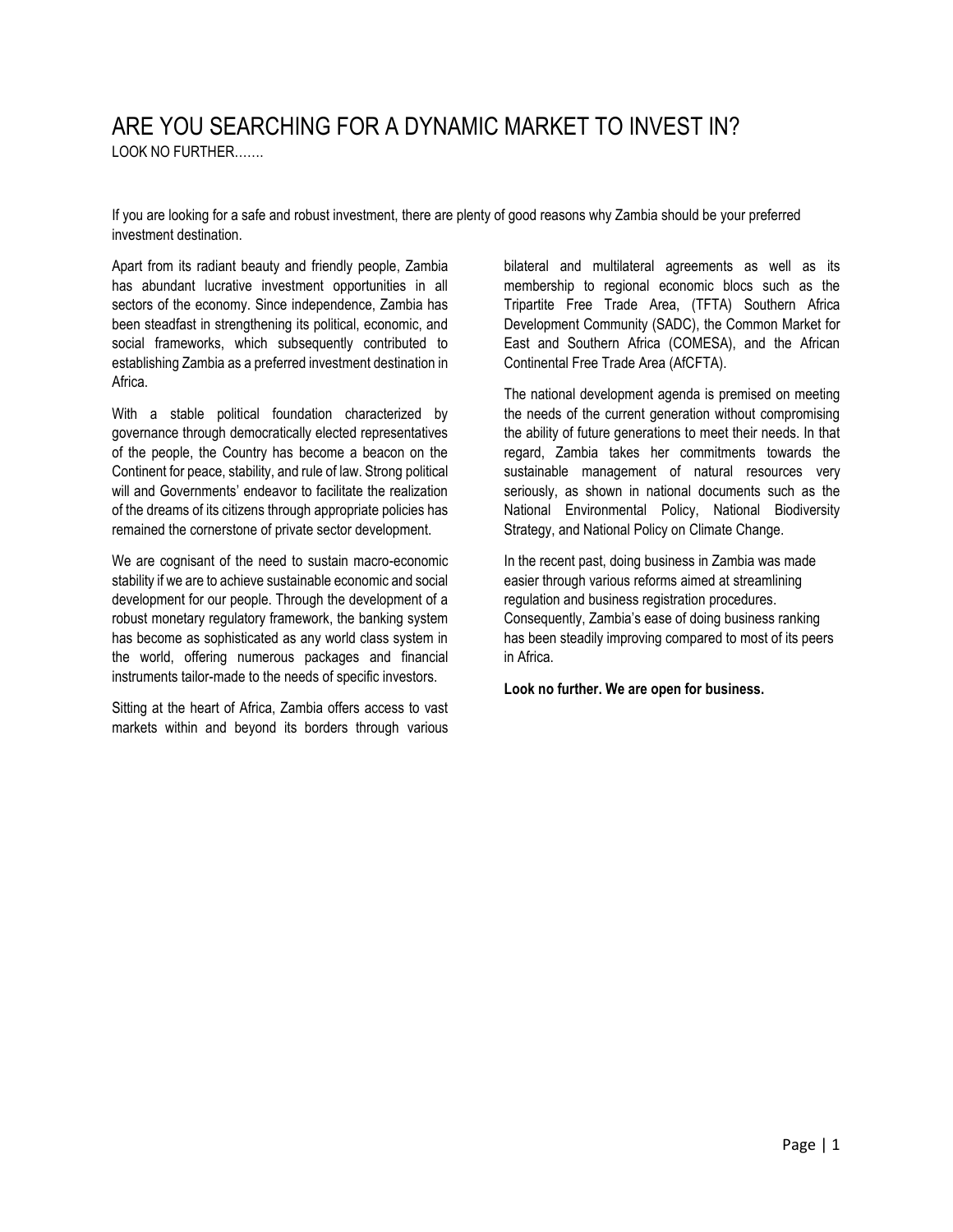# ARE YOU SEARCHING FOR A DYNAMIC MARKET TO INVEST IN?

LOOK NO FURTHER…….

If you are looking for a safe and robust investment, there are plenty of good reasons why Zambia should be your preferred investment destination.

Apart from its radiant beauty and friendly people, Zambia has abundant lucrative investment opportunities in all sectors of the economy. Since independence, Zambia has been steadfast in strengthening its political, economic, and social frameworks, which subsequently contributed to establishing Zambia as a preferred investment destination in Africa.

With a stable political foundation characterized by governance through democratically elected representatives of the people, the Country has become a beacon on the Continent for peace, stability, and rule of law. Strong political will and Governments' endeavor to facilitate the realization of the dreams of its citizens through appropriate policies has remained the cornerstone of private sector development.

We are cognisant of the need to sustain macro-economic stability if we are to achieve sustainable economic and social development for our people. Through the development of a robust monetary regulatory framework, the banking system has become as sophisticated as any world class system in the world, offering numerous packages and financial instruments tailor-made to the needs of specific investors.

Sitting at the heart of Africa, Zambia offers access to vast markets within and beyond its borders through various bilateral and multilateral agreements as well as its membership to regional economic blocs such as the Tripartite Free Trade Area, (TFTA) Southern Africa Development Community (SADC), the Common Market for East and Southern Africa (COMESA), and the African Continental Free Trade Area (AfCFTA).

The national development agenda is premised on meeting the needs of the current generation without compromising the ability of future generations to meet their needs. In that regard, Zambia takes her commitments towards the sustainable management of natural resources very seriously, as shown in national documents such as the National Environmental Policy, National Biodiversity Strategy, and National Policy on Climate Change.

In the recent past, doing business in Zambia was made easier through various reforms aimed at streamlining regulation and business registration procedures. Consequently, Zambia's ease of doing business ranking has been steadily improving compared to most of its peers in Africa.

**Look no further. We are open for business.**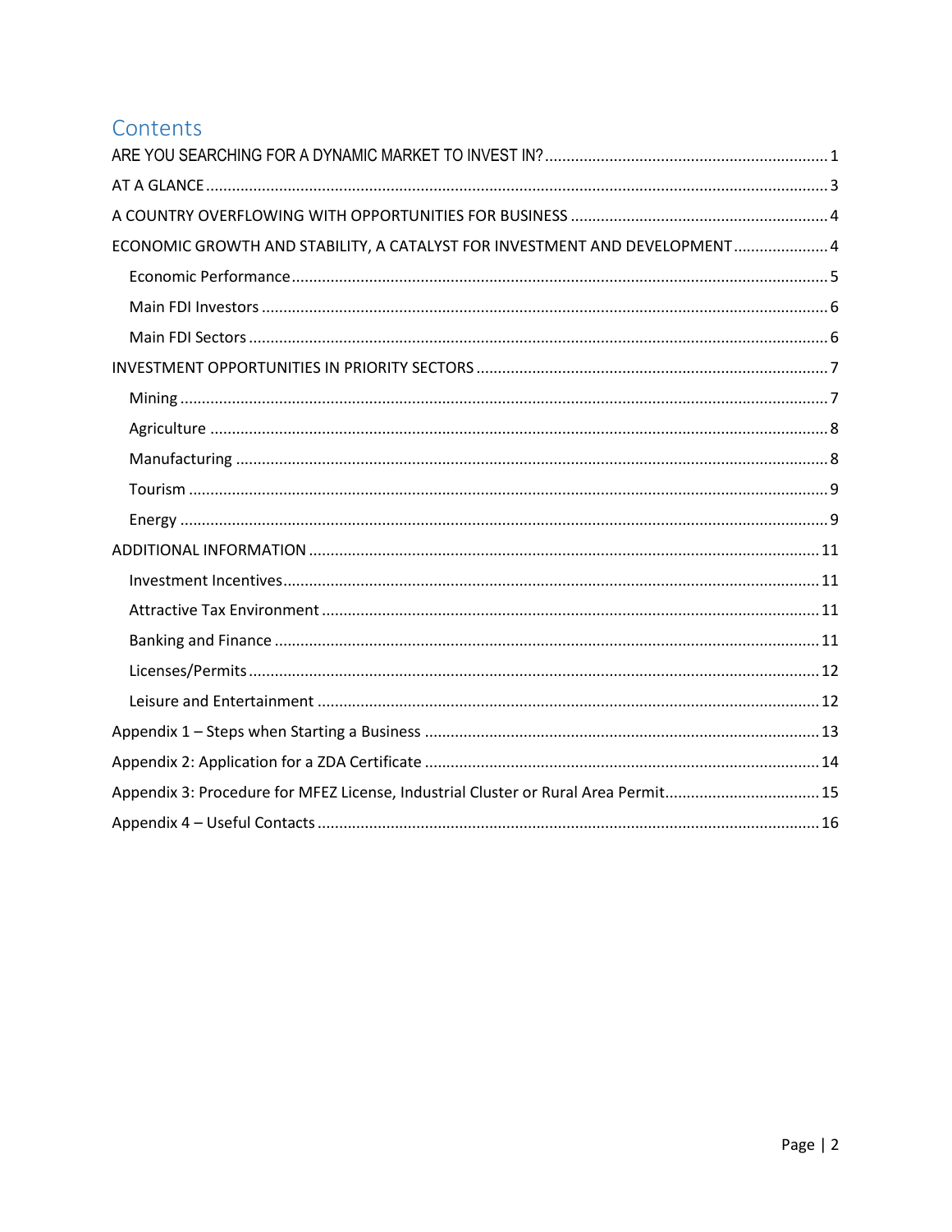# Contents

- ARE YOU SEARCHING FOR A DYNAMIC MARKET TO INVEST IN? ..... 1
- AT A GLANCE ..... 3
- A COUNTRY OVERFLOWING WITH OPPORTUNITIES FOR BUSINESS ..... 4
- ECONOMIC GROWTH AND STABILITY, A CATALYST FOR INVESTMENT AND DEVELOPMENT ..... 4
  - Economic Performance ..... 5
  - Main FDI Investors ..... 6
  - Main FDI Sectors ..... 6
- INVESTMENT OPPORTUNITIES IN PRIORITY SECTORS ..... 7
  - Mining ..... 7
  - Agriculture ..... 8
  - Manufacturing ..... 8
  - Tourism ..... 9
  - Energy ..... 9
- ADDITIONAL INFORMATION ..... 11
  - Investment Incentives ..... 11
  - Attractive Tax Environment ..... 11
  - Banking and Finance ..... 11
  - Licenses/Permits ..... 12
  - Leisure and Entertainment ..... 12
- Appendix 1 – Steps when Starting a Business ..... 13
- Appendix 2: Application for a ZDA Certificate ..... 14
- Appendix 3: Procedure for MFEZ License, Industrial Cluster or Rural Area Permit ..... 15
- Appendix 4 – Useful Contacts ..... 16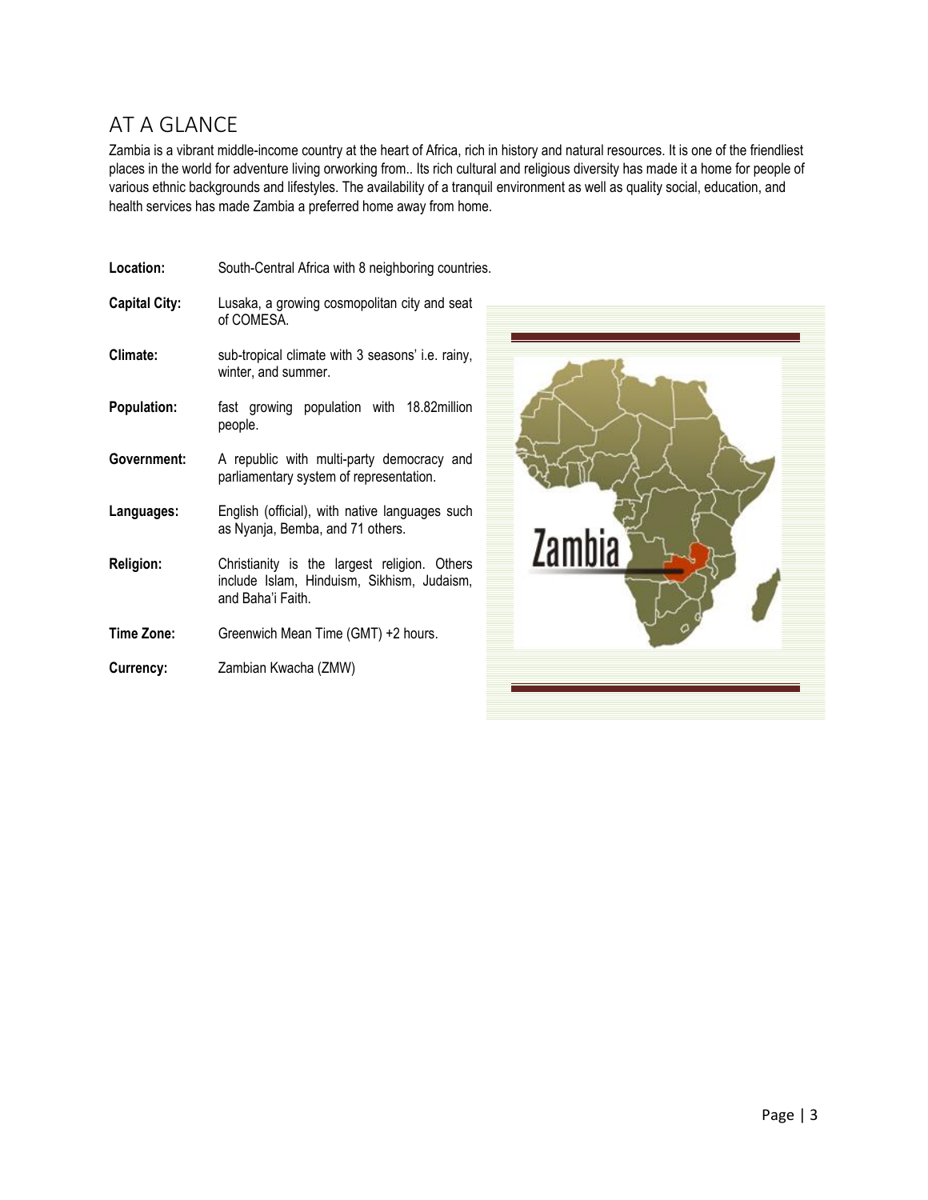## AT A GLANCE

Zambia is a vibrant middle-income country at the heart of Africa, rich in history and natural resources. It is one of the friendliest places in the world for adventure living orworking from.. Its rich cultural and religious diversity has made it a home for people of various ethnic backgrounds and lifestyles. The availability of a tranquil environment as well as quality social, education, and health services has made Zambia a preferred home away from home.

**Location:** South-Central Africa with 8 neighboring countries.

**Capital City:** Lusaka, a growing cosmopolitan city and seat of COMESA.

**Climate:** sub-tropical climate with 3 seasons' i.e. rainy, winter, and summer.

**Population:** fast growing population with 18.82million people.

**Government:** A republic with multi-party democracy and parliamentary system of representation.

**Languages:** English (official), with native languages such as Nyanja, Bemba, and 71 others.

**Religion:** Christianity is the largest religion. Others include Islam, Hinduism, Sikhism, Judaism, and Baha'i Faith.

**Time Zone:** Greenwich Mean Time (GMT) +2 hours.

**Currency:** Zambian Kwacha (ZMW)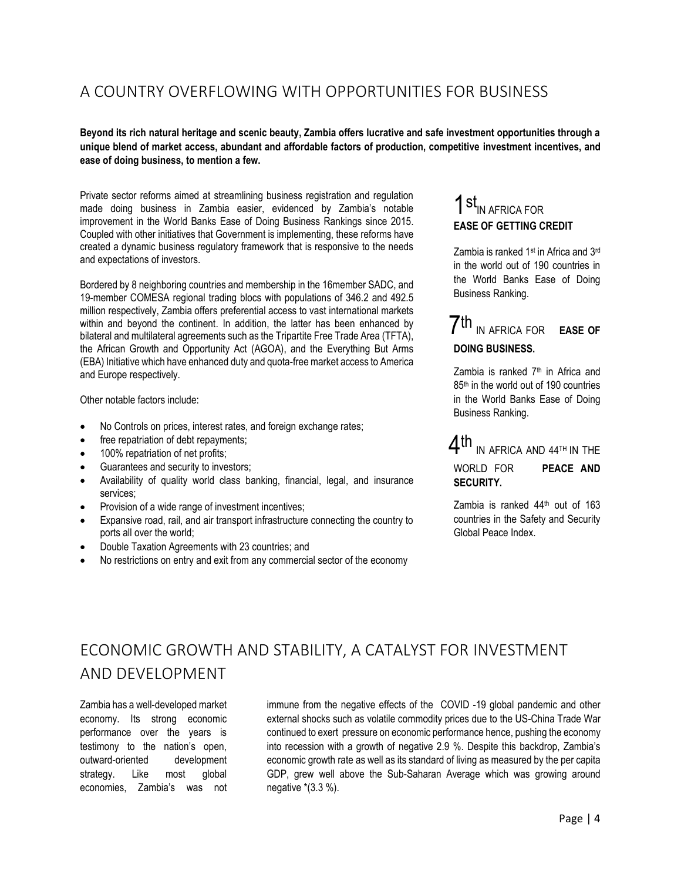## A COUNTRY OVERFLOWING WITH OPPORTUNITIES FOR BUSINESS

**Beyond its rich natural heritage and scenic beauty, Zambia offers lucrative and safe investment opportunities through a unique blend of market access, abundant and affordable factors of production, competitive investment incentives, and ease of doing business, to mention a few.**

Private sector reforms aimed at streamlining business registration and regulation made doing business in Zambia easier, evidenced by Zambia's notable improvement in the World Banks Ease of Doing Business Rankings since 2015. Coupled with other initiatives that Government is implementing, these reforms have created a dynamic business regulatory framework that is responsive to the needs and expectations of investors.

Bordered by 8 neighboring countries and membership in the 16member SADC, and 19-member COMESA regional trading blocs with populations of 346.2 and 492.5 million respectively, Zambia offers preferential access to vast international markets within and beyond the continent. In addition, the latter has been enhanced by bilateral and multilateral agreements such as the Tripartite Free Trade Area (TFTA), the African Growth and Opportunity Act (AGOA), and the Everything But Arms (EBA) Initiative which have enhanced duty and quota-free market access to America and Europe respectively.

Other notable factors include:

- No Controls on prices, interest rates, and foreign exchange rates;
- free repatriation of debt repayments;
- 100% repatriation of net profits;
- Guarantees and security to investors;
- Availability of quality world class banking, financial, legal, and insurance services;
- Provision of a wide range of investment incentives;
- Expansive road, rail, and air transport infrastructure connecting the country to ports all over the world;
- Double Taxation Agreements with 23 countries; and
- No restrictions on entry and exit from any commercial sector of the economy

### 1st IN AFRICA FOR **EASE OF GETTING CREDIT**

Zambia is ranked 1st in Africa and 3rd in the world out of 190 countries in the World Banks Ease of Doing Business Ranking.

### 7th IN AFRICA FOR **EASE OF DOING BUSINESS.**

Zambia is ranked 7th in Africa and 85th in the world out of 190 countries in the World Banks Ease of Doing Business Ranking.

### 4th IN AFRICA AND 44TH IN THE WORLD FOR **PEACE AND SECURITY.**

Zambia is ranked 44th out of 163 countries in the Safety and Security Global Peace Index.

## ECONOMIC GROWTH AND STABILITY, A CATALYST FOR INVESTMENT AND DEVELOPMENT

Zambia has a well-developed market economy. Its strong economic performance over the years is testimony to the nation's open, outward-oriented development strategy. Like most global economies, Zambia's was not immune from the negative effects of the COVID -19 global pandemic and other external shocks such as volatile commodity prices due to the US-China Trade War continued to exert pressure on economic performance hence, pushing the economy into recession with a growth of negative 2.9 %. Despite this backdrop, Zambia's economic growth rate as well as its standard of living as measured by the per capita GDP, grew well above the Sub-Saharan Average which was growing around negative *(3.3 %).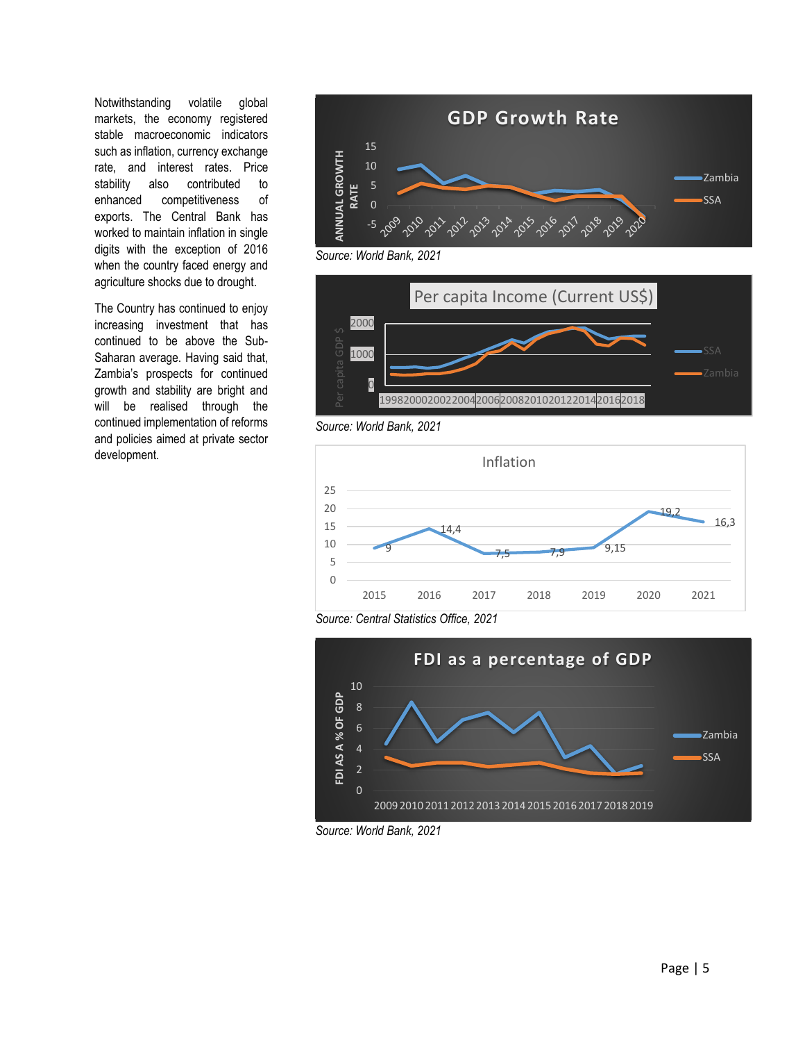Notwithstanding volatile global markets, the economy registered stable macroeconomic indicators such as inflation, currency exchange rate, and interest rates. Price stability also contributed to enhanced competitiveness of exports. The Central Bank has worked to maintain inflation in single digits with the exception of 2016 when the country faced energy and agriculture shocks due to drought.

The Country has continued to enjoy increasing investment that has continued to be above the Sub-Saharan average. Having said that, Zambia's prospects for continued growth and stability are bright and will be realised through the continued implementation of reforms and policies aimed at private sector development.

*Source: World Bank, 2021*

*Source: World Bank, 2021*

*Source: Central Statistics Office, 2021*

*Source: World Bank, 2021*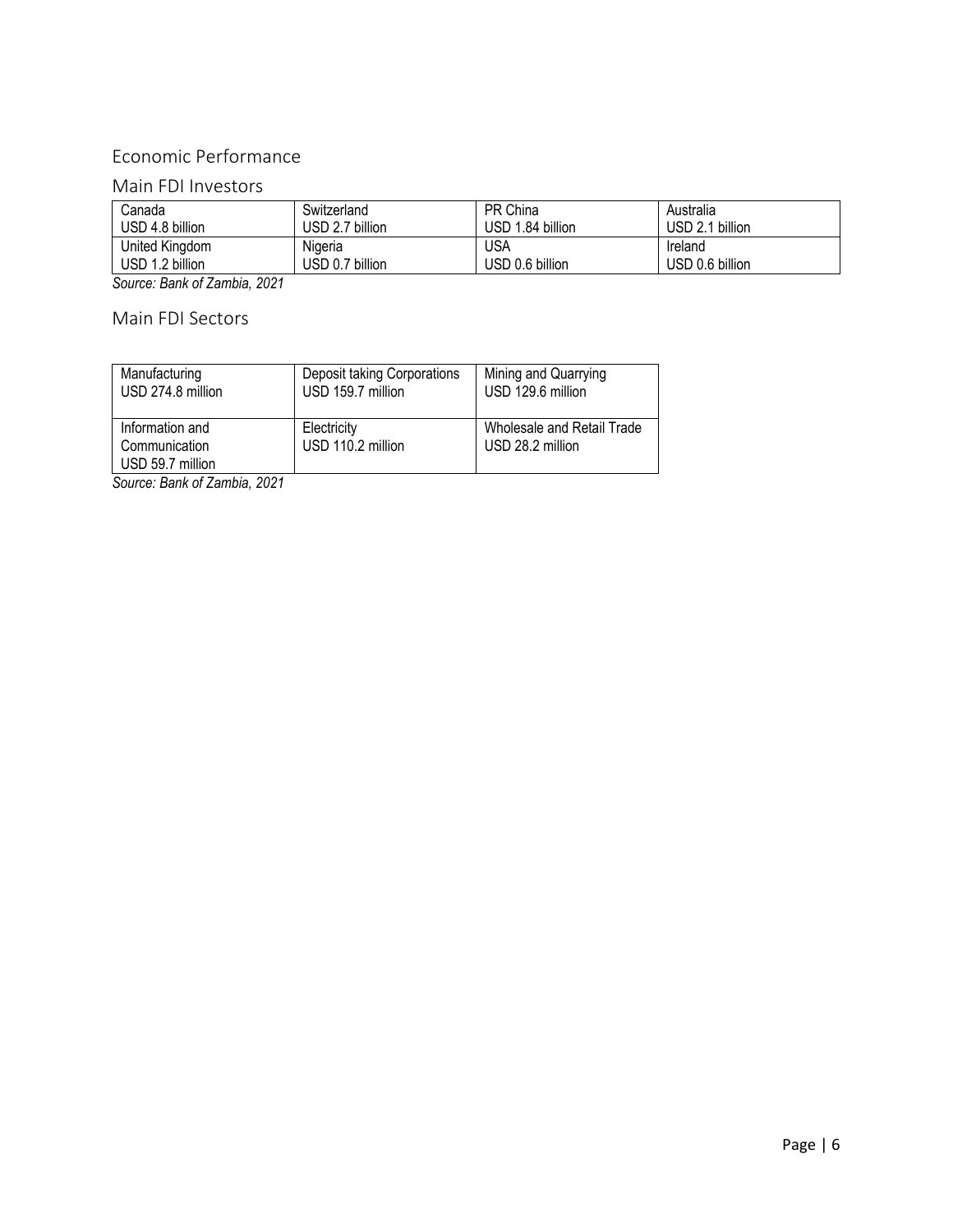## Economic Performance

### Main FDI Investors

| Canada<br>USD 4.8 billion | Switzerland<br>USD 2.7 billion | PR China<br>USD 1.84 billion | Australia<br>USD 2.1 billion |
|---|---|---|---|
| United Kingdom<br>USD 1.2 billion | Nigeria<br>USD 0.7 billion | USA<br>USD 0.6 billion | Ireland<br>USD 0.6 billion |

*Source: Bank of Zambia, 2021*

### Main FDI Sectors

| Manufacturing<br>USD 274.8 million | Deposit taking Corporations<br>USD 159.7 million | Mining and Quarrying<br>USD 129.6 million |
|---|---|---|
| Information and Communication<br>USD 59.7 million | Electricity<br>USD 110.2 million | Wholesale and Retail Trade<br>USD 28.2 million |

*Source: Bank of Zambia, 2021*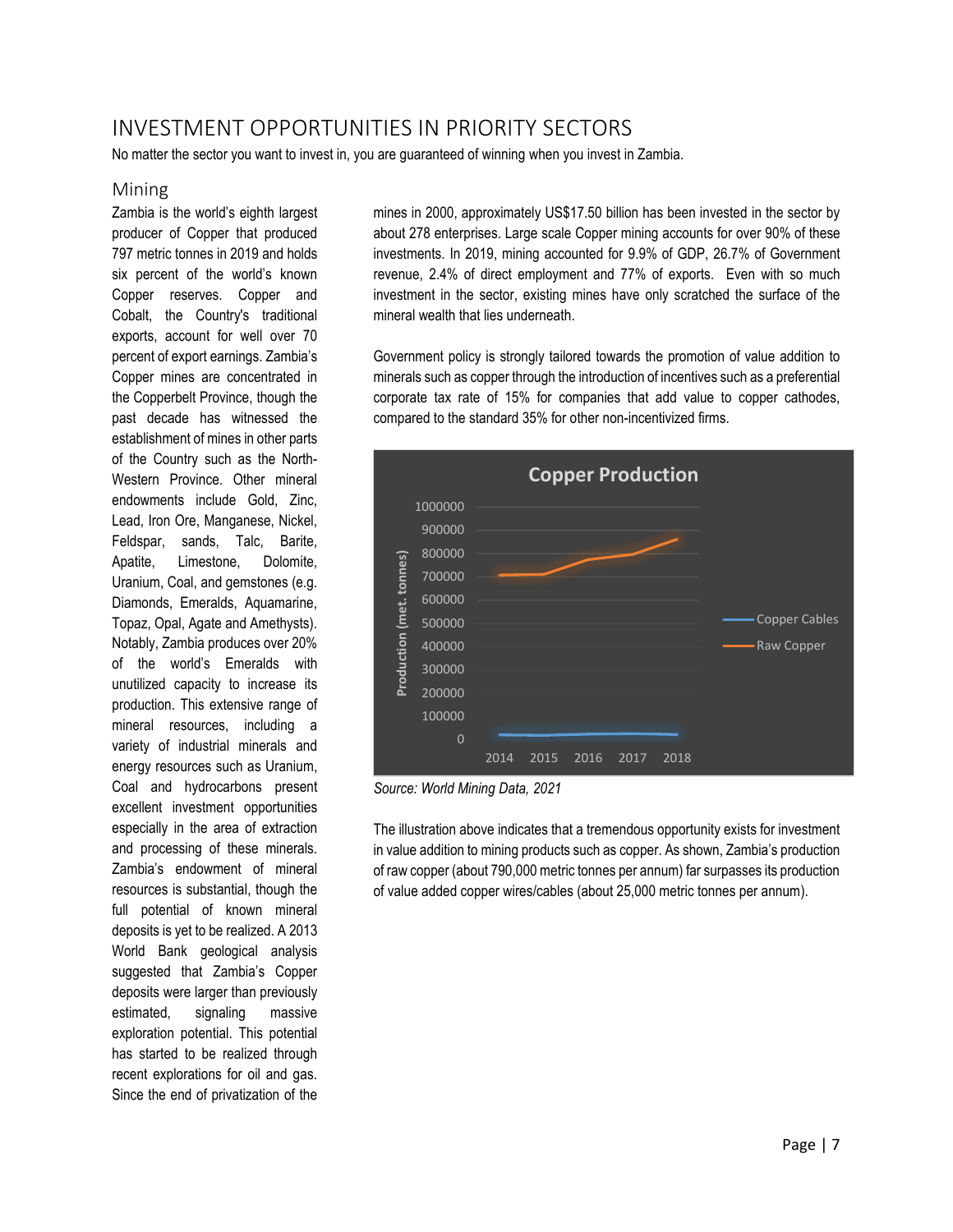# INVESTMENT OPPORTUNITIES IN PRIORITY SECTORS

No matter the sector you want to invest in, you are guaranteed of winning when you invest in Zambia.

## Mining

Zambia is the world's eighth largest producer of Copper that produced 797 metric tonnes in 2019 and holds six percent of the world's known Copper reserves. Copper and Cobalt, the Country's traditional exports, account for well over 70 percent of export earnings. Zambia's Copper mines are concentrated in the Copperbelt Province, though the past decade has witnessed the establishment of mines in other parts of the Country such as the North-Western Province. Other mineral endowments include Gold, Zinc, Lead, Iron Ore, Manganese, Nickel, Feldspar, sands, Talc, Barite, Apatite, Limestone, Dolomite, Uranium, Coal, and gemstones (e.g. Diamonds, Emeralds, Aquamarine, Topaz, Opal, Agate and Amethysts). Notably, Zambia produces over 20% of the world's Emeralds with unutilized capacity to increase its production. This extensive range of mineral resources, including a variety of industrial minerals and energy resources such as Uranium, Coal and hydrocarbons present excellent investment opportunities especially in the area of extraction and processing of these minerals. Zambia's endowment of mineral resources is substantial, though the full potential of known mineral deposits is yet to be realized. A 2013 World Bank geological analysis suggested that Zambia's Copper deposits were larger than previously estimated, signaling massive exploration potential. This potential has started to be realized through recent explorations for oil and gas. Since the end of privatization of the mines in 2000, approximately US$17.50 billion has been invested in the sector by about 278 enterprises. Large scale Copper mining accounts for over 90% of these investments. In 2019, mining accounted for 9.9% of GDP, 26.7% of Government revenue, 2.4% of direct employment and 77% of exports. Even with so much investment in the sector, existing mines have only scratched the surface of the mineral wealth that lies underneath.

Government policy is strongly tailored towards the promotion of value addition to minerals such as copper through the introduction of incentives such as a preferential corporate tax rate of 15% for companies that add value to copper cathodes, compared to the standard 35% for other non-incentivized firms.

**Copper Production**

Production (met. tonnes) by year: Copper Cables and Raw Copper, 2014–2018 (axis 0–1000000)

*Source: World Mining Data, 2021*

The illustration above indicates that a tremendous opportunity exists for investment in value addition to mining products such as copper. As shown, Zambia's production of raw copper (about 790,000 metric tonnes per annum) far surpasses its production of value added copper wires/cables (about 25,000 metric tonnes per annum).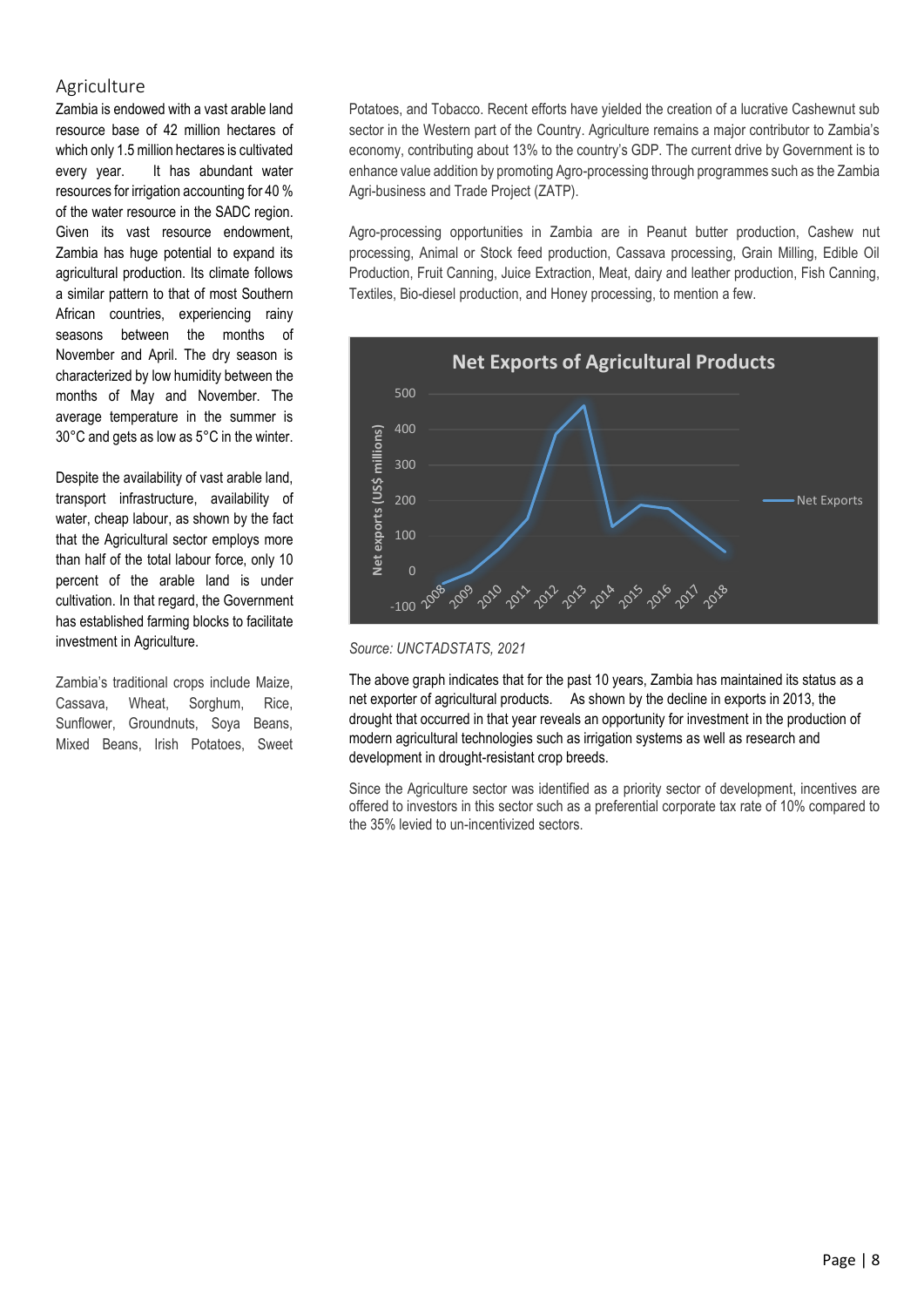## Agriculture

Zambia is endowed with a vast arable land resource base of 42 million hectares of which only 1.5 million hectares is cultivated every year. It has abundant water resources for irrigation accounting for 40 % of the water resource in the SADC region. Given its vast resource endowment, Zambia has huge potential to expand its agricultural production. Its climate follows a similar pattern to that of most Southern African countries, experiencing rainy seasons between the months of November and April. The dry season is characterized by low humidity between the months of May and November. The average temperature in the summer is 30°C and gets as low as 5°C in the winter.

Despite the availability of vast arable land, transport infrastructure, availability of water, cheap labour, as shown by the fact that the Agricultural sector employs more than half of the total labour force, only 10 percent of the arable land is under cultivation. In that regard, the Government has established farming blocks to facilitate investment in Agriculture.

Zambia's traditional crops include Maize, Cassava, Wheat, Sorghum, Rice, Sunflower, Groundnuts, Soya Beans, Mixed Beans, Irish Potatoes, Sweet Potatoes, and Tobacco. Recent efforts have yielded the creation of a lucrative Cashewnut sub sector in the Western part of the Country. Agriculture remains a major contributor to Zambia's economy, contributing about 13% to the country's GDP. The current drive by Government is to enhance value addition by promoting Agro-processing through programmes such as the Zambia Agri-business and Trade Project (ZATP).

Agro-processing opportunities in Zambia are in Peanut butter production, Cashew nut processing, Animal or Stock feed production, Cassava processing, Grain Milling, Edible Oil Production, Fruit Canning, Juice Extraction, Meat, dairy and leather production, Fish Canning, Textiles, Bio-diesel production, and Honey processing, to mention a few.

**Net Exports of Agricultural Products**

*Source: UNCTADSTATS, 2021*

The above graph indicates that for the past 10 years, Zambia has maintained its status as a net exporter of agricultural products. As shown by the decline in exports in 2013, the drought that occurred in that year reveals an opportunity for investment in the production of modern agricultural technologies such as irrigation systems as well as research and development in drought-resistant crop breeds.

Since the Agriculture sector was identified as a priority sector of development, incentives are offered to investors in this sector such as a preferential corporate tax rate of 10% compared to the 35% levied to un-incentivized sectors.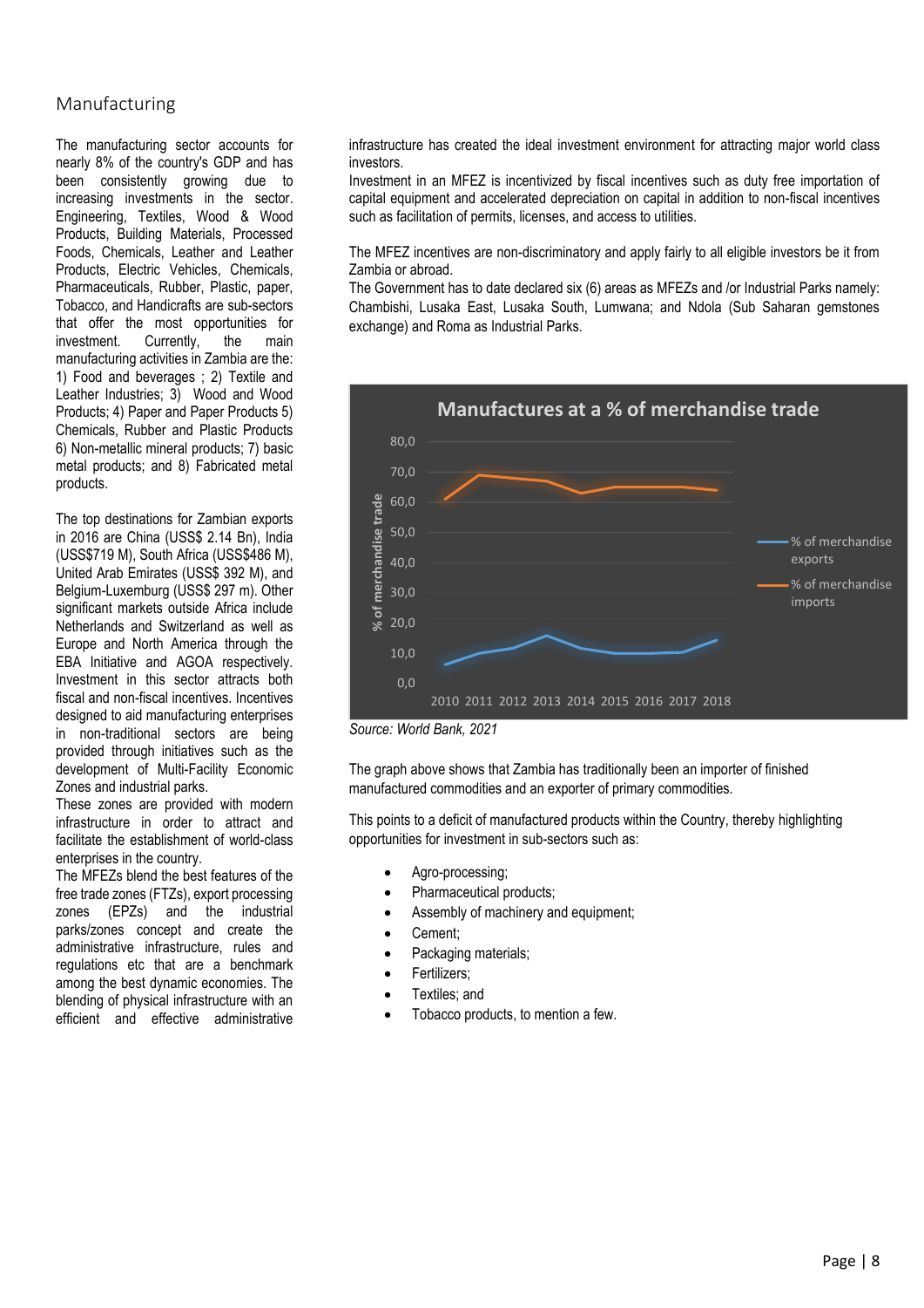## Manufacturing

The manufacturing sector accounts for nearly 8% of the country's GDP and has been consistently growing due to increasing investments in the sector. Engineering, Textiles, Wood & Wood Products, Building Materials, Processed Foods, Chemicals, Leather and Leather Products, Electric Vehicles, Chemicals, Pharmaceuticals, Rubber, Plastic, paper, Tobacco, and Handicrafts are sub-sectors that offer the most opportunities for investment. Currently, the main manufacturing activities in Zambia are the: 1) Food and beverages ; 2) Textile and Leather Industries; 3) Wood and Wood Products; 4) Paper and Paper Products 5) Chemicals, Rubber and Plastic Products 6) Non-metallic mineral products; 7) basic metal products; and 8) Fabricated metal products.

The top destinations for Zambian exports in 2016 are China (USS$ 2.14 Bn), India (USS$719 M), South Africa (USS$486 M), United Arab Emirates (USS$ 392 M), and Belgium-Luxemburg (USS$ 297 m). Other significant markets outside Africa include Netherlands and Switzerland as well as Europe and North America through the EBA Initiative and AGOA respectively. Investment in this sector attracts both fiscal and non-fiscal incentives. Incentives designed to aid manufacturing enterprises in non-traditional sectors are being provided through initiatives such as the development of Multi-Facility Economic Zones and industrial parks.

These zones are provided with modern infrastructure in order to attract and facilitate the establishment of world-class enterprises in the country.

The MFEZs blend the best features of the free trade zones (FTZs), export processing zones (EPZs) and the industrial parks/zones concept and create the administrative infrastructure, rules and regulations etc that are a benchmark among the best dynamic economies. The blending of physical infrastructure with an efficient and effective administrative infrastructure has created the ideal investment environment for attracting major world class investors.

Investment in an MFEZ is incentivized by fiscal incentives such as duty free importation of capital equipment and accelerated depreciation on capital in addition to non-fiscal incentives such as facilitation of permits, licenses, and access to utilities.

The MFEZ incentives are non-discriminatory and apply fairly to all eligible investors be it from Zambia or abroad.

The Government has to date declared six (6) areas as MFEZs and /or Industrial Parks namely: Chambishi, Lusaka East, Lusaka South, Lumwana; and Ndola (Sub Saharan gemstones exchange) and Roma as Industrial Parks.

**Manufactures at a % of merchandise trade**

*Source: World Bank, 2021*

The graph above shows that Zambia has traditionally been an importer of finished manufactured commodities and an exporter of primary commodities.

This points to a deficit of manufactured products within the Country, thereby highlighting opportunities for investment in sub-sectors such as:

- Agro-processing;
- Pharmaceutical products;
- Assembly of machinery and equipment;
- Cement;
- Packaging materials;
- Fertilizers;
- Textiles; and
- Tobacco products, to mention a few.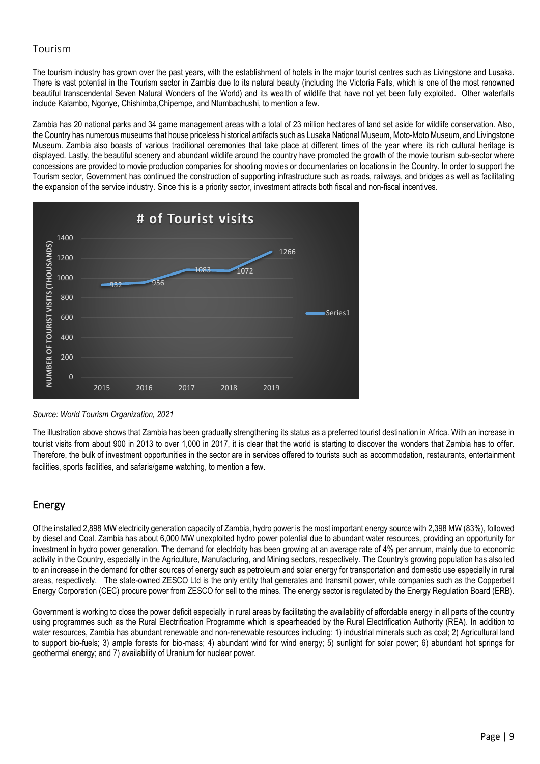## Tourism

The tourism industry has grown over the past years, with the establishment of hotels in the major tourist centres such as Livingstone and Lusaka. There is vast potential in the Tourism sector in Zambia due to its natural beauty (including the Victoria Falls, which is one of the most renowned beautiful transcendental Seven Natural Wonders of the World) and its wealth of wildlife that have not yet been fully exploited. Other waterfalls include Kalambo, Ngonye, Chishimba,Chipempe, and Ntumbachushi, to mention a few.

Zambia has 20 national parks and 34 game management areas with a total of 23 million hectares of land set aside for wildlife conservation. Also, the Country has numerous museums that house priceless historical artifacts such as Lusaka National Museum, Moto-Moto Museum, and Livingstone Museum. Zambia also boasts of various traditional ceremonies that take place at different times of the year where its rich cultural heritage is displayed. Lastly, the beautiful scenery and abundant wildlife around the country have promoted the growth of the movie tourism sub-sector where concessions are provided to movie production companies for shooting movies or documentaries on locations in the Country. In order to support the Tourism sector, Government has continued the construction of supporting infrastructure such as roads, railways, and bridges as well as facilitating the expansion of the service industry. Since this is a priority sector, investment attracts both fiscal and non-fiscal incentives.

**# of Tourist visits**

| Year | Number of tourist visits (thousands) |
| --- | --- |
| 2015 | 932 |
| 2016 | 956 |
| 2017 | 1083 |
| 2018 | 1072 |
| 2019 | 1266 |

*Source: World Tourism Organization, 2021*

The illustration above shows that Zambia has been gradually strengthening its status as a preferred tourist destination in Africa. With an increase in tourist visits from about 900 in 2013 to over 1,000 in 2017, it is clear that the world is starting to discover the wonders that Zambia has to offer. Therefore, the bulk of investment opportunities in the sector are in services offered to tourists such as accommodation, restaurants, entertainment facilities, sports facilities, and safaris/game watching, to mention a few.

## Energy

Of the installed 2,898 MW electricity generation capacity of Zambia, hydro power is the most important energy source with 2,398 MW (83%), followed by diesel and Coal. Zambia has about 6,000 MW unexploited hydro power potential due to abundant water resources, providing an opportunity for investment in hydro power generation. The demand for electricity has been growing at an average rate of 4% per annum, mainly due to economic activity in the Country, especially in the Agriculture, Manufacturing, and Mining sectors, respectively. The Country's growing population has also led to an increase in the demand for other sources of energy such as petroleum and solar energy for transportation and domestic use especially in rural areas, respectively. The state-owned ZESCO Ltd is the only entity that generates and transmit power, while companies such as the Copperbelt Energy Corporation (CEC) procure power from ZESCO for sell to the mines. The energy sector is regulated by the Energy Regulation Board (ERB).

Government is working to close the power deficit especially in rural areas by facilitating the availability of affordable energy in all parts of the country using programmes such as the Rural Electrification Programme which is spearheaded by the Rural Electrification Authority (REA). In addition to water resources, Zambia has abundant renewable and non-renewable resources including: 1) industrial minerals such as coal; 2) Agricultural land to support bio-fuels; 3) ample forests for bio-mass; 4) abundant wind for wind energy; 5) sunlight for solar power; 6) abundant hot springs for geothermal energy; and 7) availability of Uranium for nuclear power.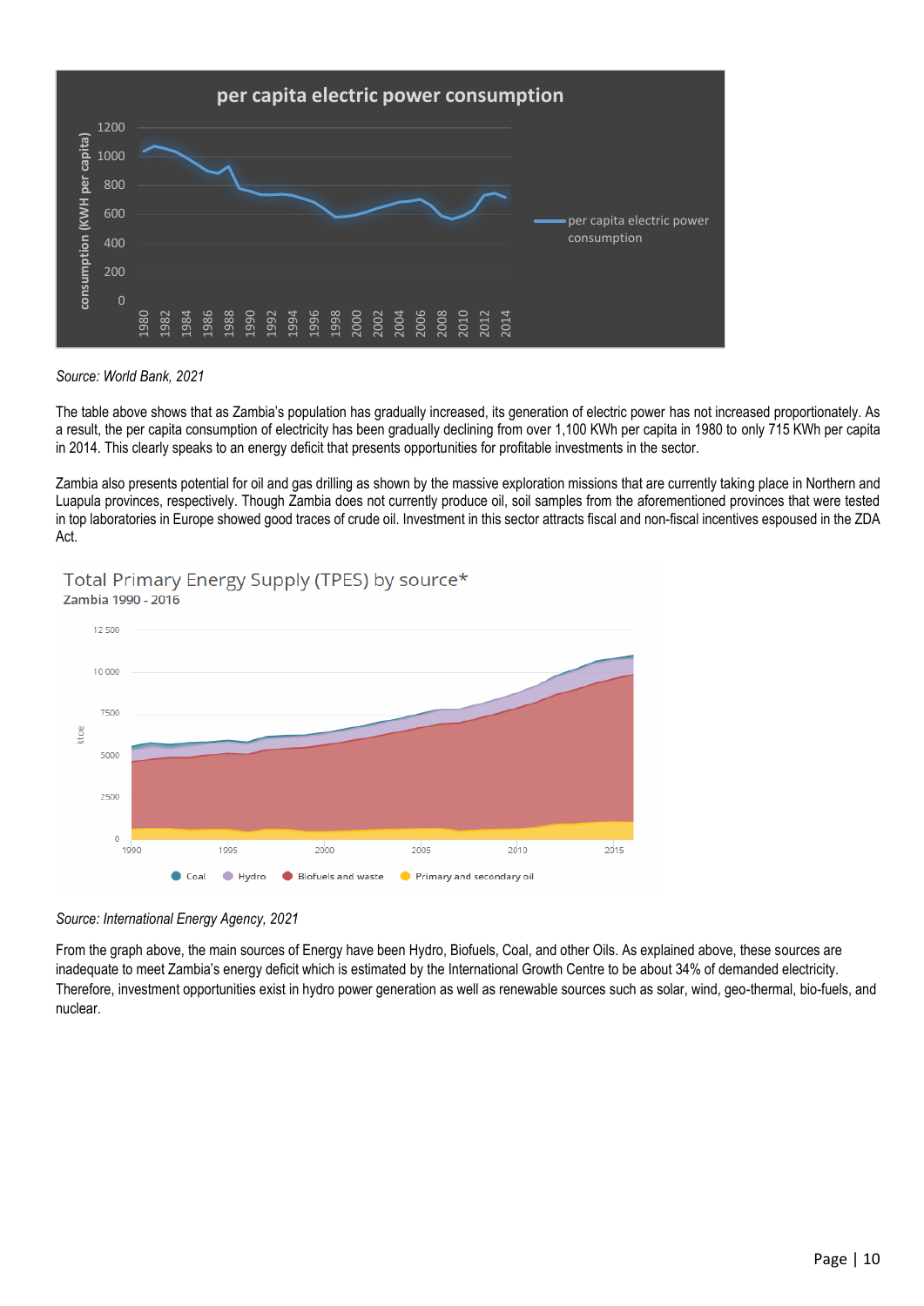**per capita electric power consumption**

*Source: World Bank, 2021*

The table above shows that as Zambia's population has gradually increased, its generation of electric power has not increased proportionately. As a result, the per capita consumption of electricity has been gradually declining from over 1,100 KWh per capita in 1980 to only 715 KWh per capita in 2014. This clearly speaks to an energy deficit that presents opportunities for profitable investments in the sector.

Zambia also presents potential for oil and gas drilling as shown by the massive exploration missions that are currently taking place in Northern and Luapula provinces, respectively. Though Zambia does not currently produce oil, soil samples from the aforementioned provinces that were tested in top laboratories in Europe showed good traces of crude oil. Investment in this sector attracts fiscal and non-fiscal incentives espoused in the ZDA Act.

**Total Primary Energy Supply (TPES) by source***
Zambia 1990 - 2016

*Source: International Energy Agency, 2021*

From the graph above, the main sources of Energy have been Hydro, Biofuels, Coal, and other Oils. As explained above, these sources are inadequate to meet Zambia's energy deficit which is estimated by the International Growth Centre to be about 34% of demanded electricity. Therefore, investment opportunities exist in hydro power generation as well as renewable sources such as solar, wind, geo-thermal, bio-fuels, and nuclear.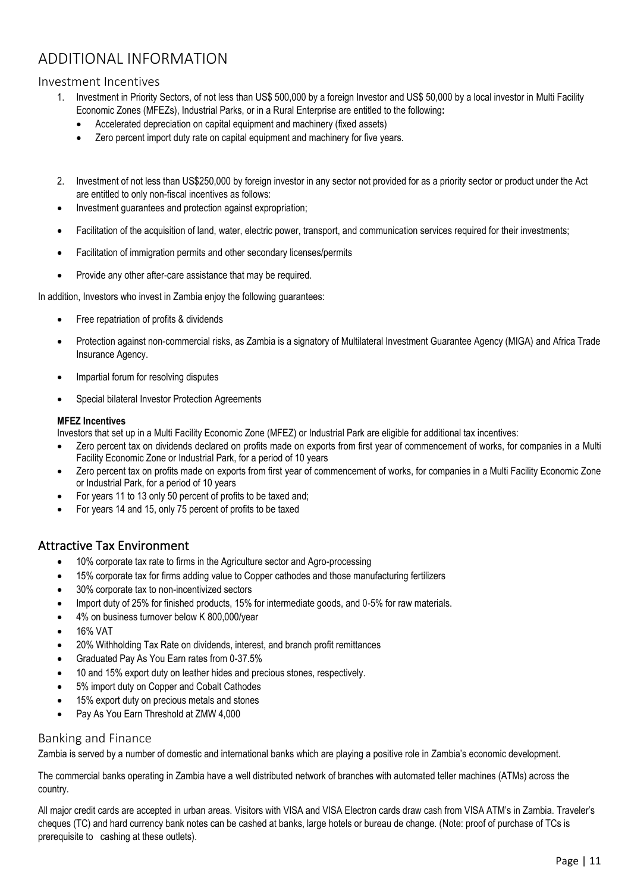# ADDITIONAL INFORMATION

## Investment Incentives

1. Investment in Priority Sectors, of not less than US$ 500,000 by a foreign Investor and US$ 50,000 by a local investor in Multi Facility Economic Zones (MFEZs), Industrial Parks, or in a Rural Enterprise are entitled to the following**:**
   - Accelerated depreciation on capital equipment and machinery (fixed assets)
   - Zero percent import duty rate on capital equipment and machinery for five years.

2. Investment of not less than US$250,000 by foreign investor in any sector not provided for as a priority sector or product under the Act are entitled to only non-fiscal incentives as follows:

- Investment guarantees and protection against expropriation;
- Facilitation of the acquisition of land, water, electric power, transport, and communication services required for their investments;
- Facilitation of immigration permits and other secondary licenses/permits
- Provide any other after-care assistance that may be required.

In addition, Investors who invest in Zambia enjoy the following guarantees:

- Free repatriation of profits & dividends
- Protection against non-commercial risks, as Zambia is a signatory of Multilateral Investment Guarantee Agency (MIGA) and Africa Trade Insurance Agency.
- Impartial forum for resolving disputes
- Special bilateral Investor Protection Agreements

**MFEZ Incentives**

Investors that set up in a Multi Facility Economic Zone (MFEZ) or Industrial Park are eligible for additional tax incentives:

- Zero percent tax on dividends declared on profits made on exports from first year of commencement of works, for companies in a Multi Facility Economic Zone or Industrial Park, for a period of 10 years
- Zero percent tax on profits made on exports from first year of commencement of works, for companies in a Multi Facility Economic Zone or Industrial Park, for a period of 10 years
- For years 11 to 13 only 50 percent of profits to be taxed and;
- For years 14 and 15, only 75 percent of profits to be taxed

## Attractive Tax Environment

- 10% corporate tax rate to firms in the Agriculture sector and Agro-processing
- 15% corporate tax for firms adding value to Copper cathodes and those manufacturing fertilizers
- 30% corporate tax to non-incentivized sectors
- Import duty of 25% for finished products, 15% for intermediate goods, and 0-5% for raw materials.
- 4% on business turnover below K 800,000/year
- 16% VAT
- 20% Withholding Tax Rate on dividends, interest, and branch profit remittances
- Graduated Pay As You Earn rates from 0-37.5%
- 10 and 15% export duty on leather hides and precious stones, respectively.
- 5% import duty on Copper and Cobalt Cathodes
- 15% export duty on precious metals and stones
- Pay As You Earn Threshold at ZMW 4,000

## Banking and Finance

Zambia is served by a number of domestic and international banks which are playing a positive role in Zambia's economic development.

The commercial banks operating in Zambia have a well distributed network of branches with automated teller machines (ATMs) across the country.

All major credit cards are accepted in urban areas. Visitors with VISA and VISA Electron cards draw cash from VISA ATM's in Zambia. Traveler's cheques (TC) and hard currency bank notes can be cashed at banks, large hotels or bureau de change. (Note: proof of purchase of TCs is prerequisite to cashing at these outlets).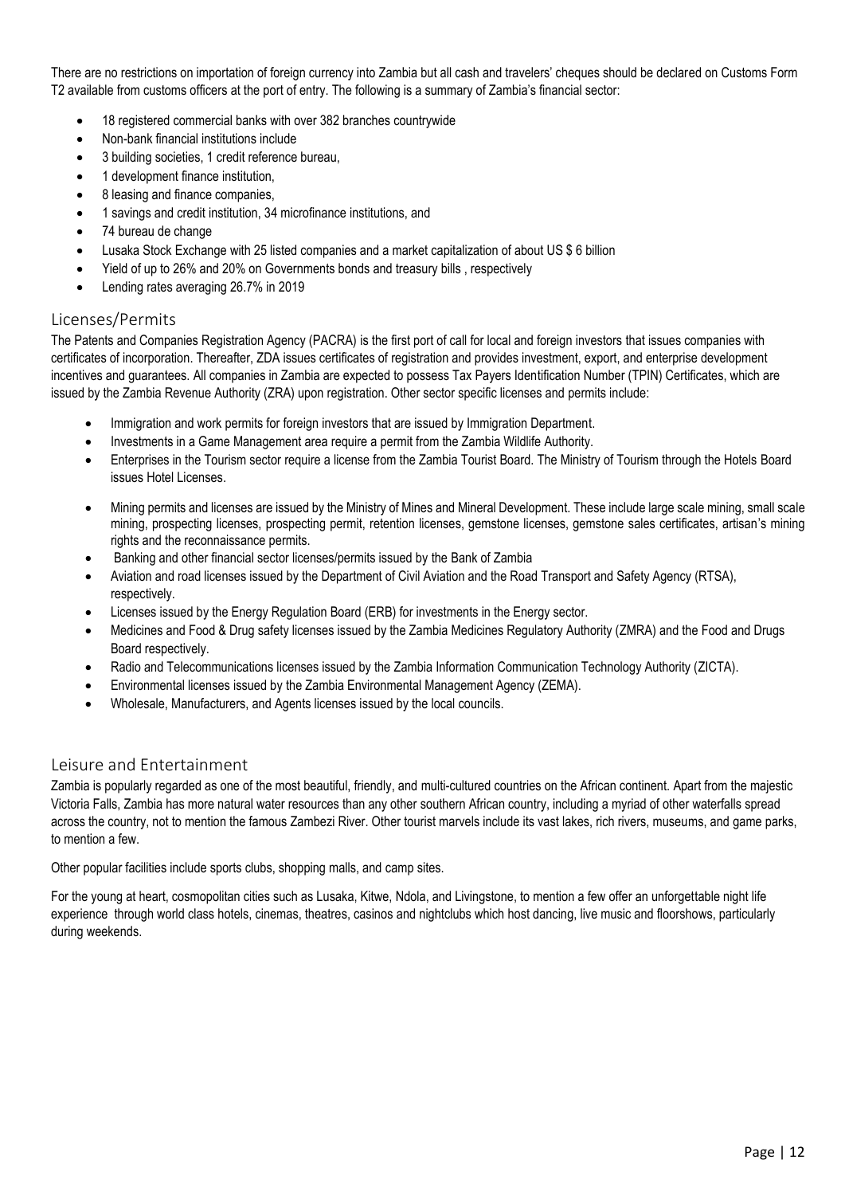There are no restrictions on importation of foreign currency into Zambia but all cash and travelers' cheques should be declared on Customs Form T2 available from customs officers at the port of entry. The following is a summary of Zambia's financial sector:

- 18 registered commercial banks with over 382 branches countrywide
- Non-bank financial institutions include
- 3 building societies, 1 credit reference bureau,
- 1 development finance institution,
- 8 leasing and finance companies,
- 1 savings and credit institution, 34 microfinance institutions, and
- 74 bureau de change
- Lusaka Stock Exchange with 25 listed companies and a market capitalization of about US $ 6 billion
- Yield of up to 26% and 20% on Governments bonds and treasury bills , respectively
- Lending rates averaging 26.7% in 2019

## Licenses/Permits

The Patents and Companies Registration Agency (PACRA) is the first port of call for local and foreign investors that issues companies with certificates of incorporation. Thereafter, ZDA issues certificates of registration and provides investment, export, and enterprise development incentives and guarantees. All companies in Zambia are expected to possess Tax Payers Identification Number (TPIN) Certificates, which are issued by the Zambia Revenue Authority (ZRA) upon registration. Other sector specific licenses and permits include:

- Immigration and work permits for foreign investors that are issued by Immigration Department.
- Investments in a Game Management area require a permit from the Zambia Wildlife Authority.
- Enterprises in the Tourism sector require a license from the Zambia Tourist Board. The Ministry of Tourism through the Hotels Board issues Hotel Licenses.
- Mining permits and licenses are issued by the Ministry of Mines and Mineral Development. These include large scale mining, small scale mining, prospecting licenses, prospecting permit, retention licenses, gemstone licenses, gemstone sales certificates, artisan's mining rights and the reconnaissance permits.
- Banking and other financial sector licenses/permits issued by the Bank of Zambia
- Aviation and road licenses issued by the Department of Civil Aviation and the Road Transport and Safety Agency (RTSA), respectively.
- Licenses issued by the Energy Regulation Board (ERB) for investments in the Energy sector.
- Medicines and Food & Drug safety licenses issued by the Zambia Medicines Regulatory Authority (ZMRA) and the Food and Drugs Board respectively.
- Radio and Telecommunications licenses issued by the Zambia Information Communication Technology Authority (ZICTA).
- Environmental licenses issued by the Zambia Environmental Management Agency (ZEMA).
- Wholesale, Manufacturers, and Agents licenses issued by the local councils.

## Leisure and Entertainment

Zambia is popularly regarded as one of the most beautiful, friendly, and multi-cultured countries on the African continent. Apart from the majestic Victoria Falls, Zambia has more natural water resources than any other southern African country, including a myriad of other waterfalls spread across the country, not to mention the famous Zambezi River. Other tourist marvels include its vast lakes, rich rivers, museums, and game parks, to mention a few.

Other popular facilities include sports clubs, shopping malls, and camp sites.

For the young at heart, cosmopolitan cities such as Lusaka, Kitwe, Ndola, and Livingstone, to mention a few offer an unforgettable night life experience through world class hotels, cinemas, theatres, casinos and nightclubs which host dancing, live music and floorshows, particularly during weekends.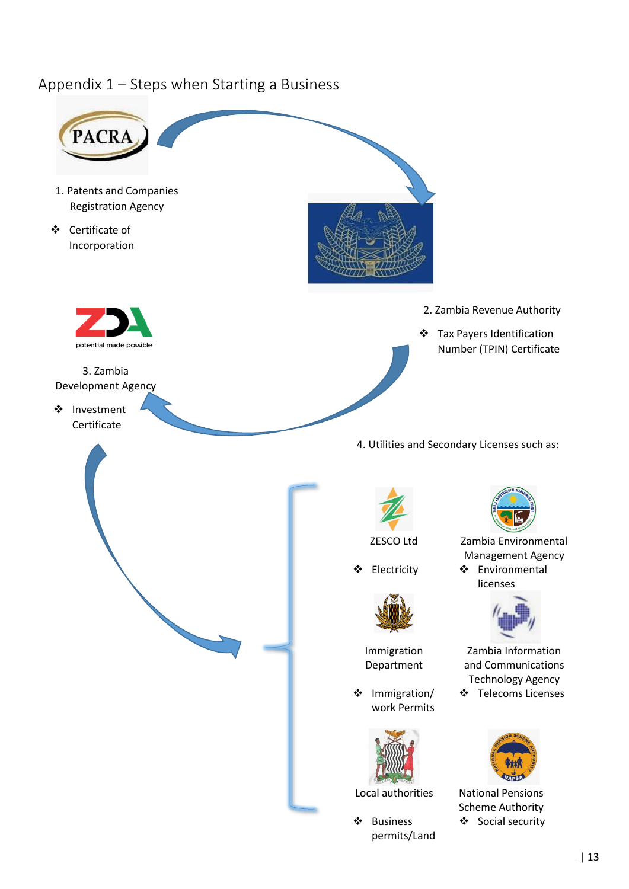## Appendix 1 – Steps when Starting a Business

1. Patents and Companies Registration Agency
   - Certificate of Incorporation

2. Zambia Revenue Authority
   - Tax Payers Identification Number (TPIN) Certificate

3. Zambia Development Agency
   - Investment Certificate

4. Utilities and Secondary Licenses such as:

ZESCO Ltd
- Electricity

Zambia Environmental Management Agency
- Environmental licenses

Immigration Department
- Immigration/ work Permits

Zambia Information and Communications Technology Agency
- Telecoms Licenses

Local authorities
- Business permits/Land

National Pensions Scheme Authority
- Social security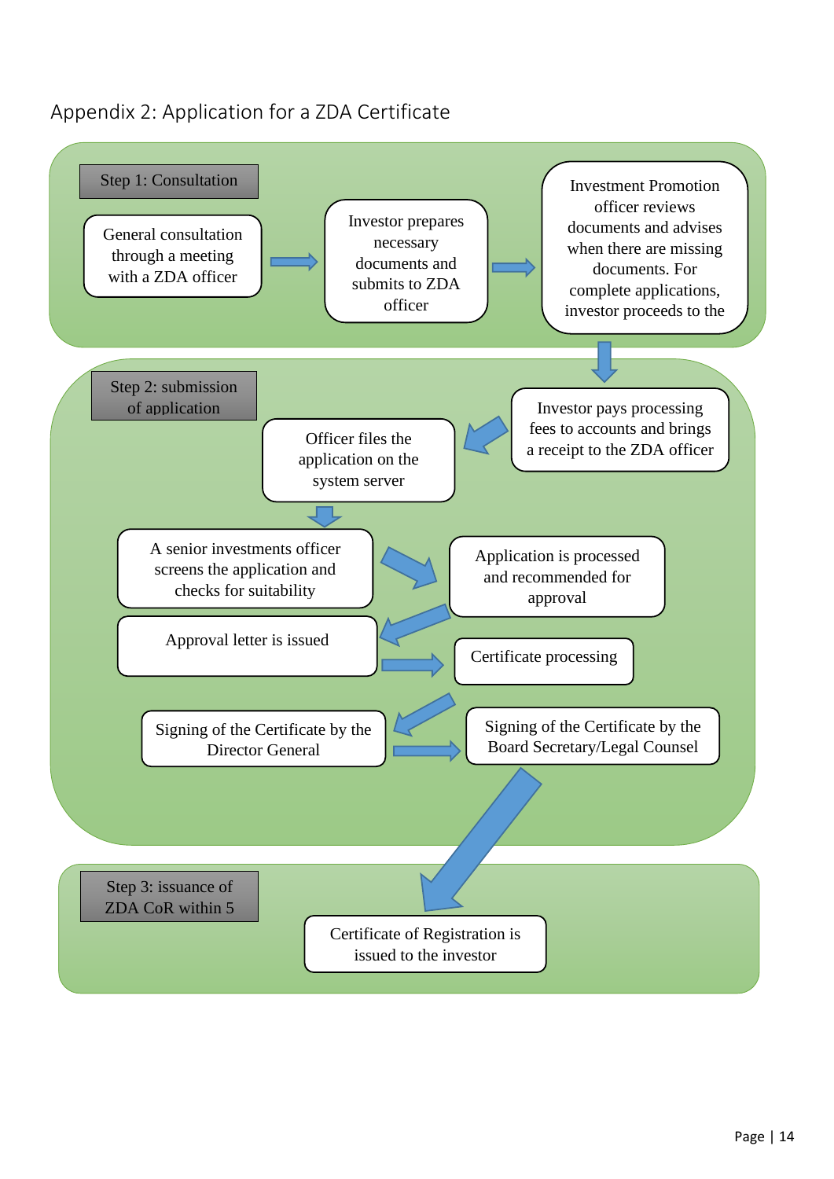## Appendix 2: Application for a ZDA Certificate

**Step 1: Consultation**

- General consultation through a meeting with a ZDA officer
- Investor prepares necessary documents and submits to ZDA officer
- Investment Promotion officer reviews documents and advises when there are missing documents. For complete applications, investor proceeds to the

**Step 2: submission of application**

- Investor pays processing fees to accounts and brings a receipt to the ZDA officer
- Officer files the application on the system server
- A senior investments officer screens the application and checks for suitability
- Application is processed and recommended for approval
- Approval letter is issued
- Certificate processing
- Signing of the Certificate by the Director General
- Signing of the Certificate by the Board Secretary/Legal Counsel

**Step 3: issuance of ZDA CoR within 5**

- Certificate of Registration is issued to the investor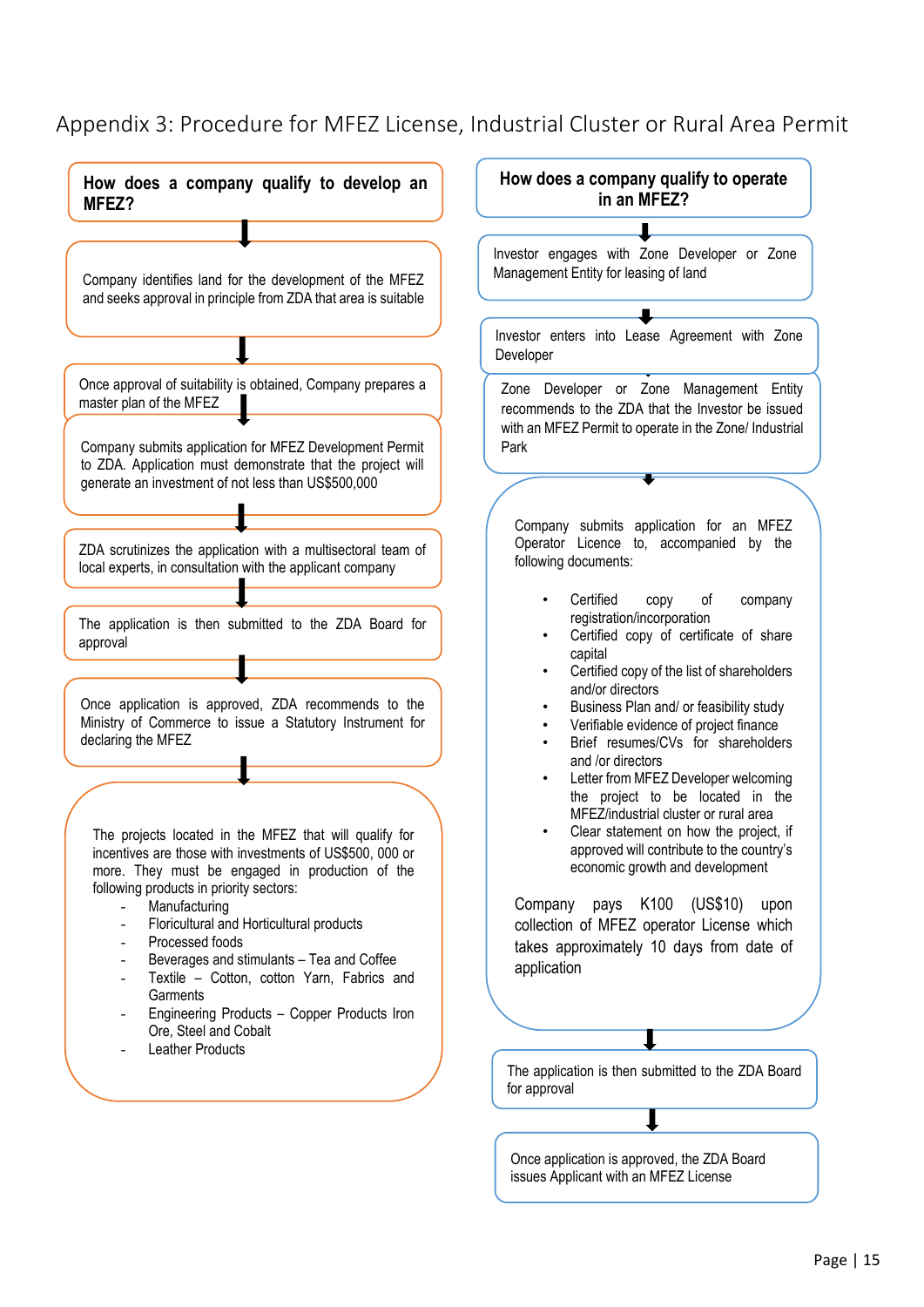# Appendix 3: Procedure for MFEZ License, Industrial Cluster or Rural Area Permit

## How does a company qualify to develop an MFEZ?

Company identifies land for the development of the MFEZ and seeks approval in principle from ZDA that area is suitable

↓

Once approval of suitability is obtained, Company prepares a master plan of the MFEZ

↓

Company submits application for MFEZ Development Permit to ZDA. Application must demonstrate that the project will generate an investment of not less than US$500,000

↓

ZDA scrutinizes the application with a multisectoral team of local experts, in consultation with the applicant company

↓

The application is then submitted to the ZDA Board for approval

↓

Once application is approved, ZDA recommends to the Ministry of Commerce to issue a Statutory Instrument for declaring the MFEZ

↓

The projects located in the MFEZ that will qualify for incentives are those with investments of US$500, 000 or more. They must be engaged in production of the following products in priority sectors:

- Manufacturing
- Floricultural and Horticultural products
- Processed foods
- Beverages and stimulants – Tea and Coffee
- Textile – Cotton, cotton Yarn, Fabrics and Garments
- Engineering Products – Copper Products Iron Ore, Steel and Cobalt
- Leather Products

## How does a company qualify to operate in an MFEZ?

Investor engages with Zone Developer or Zone Management Entity for leasing of land

↓

Investor enters into Lease Agreement with Zone Developer

↓

Zone Developer or Zone Management Entity recommends to the ZDA that the Investor be issued with an MFEZ Permit to operate in the Zone/ Industrial Park

↓

Company submits application for an MFEZ Operator Licence to, accompanied by the following documents:

- Certified copy of company registration/incorporation
- Certified copy of certificate of share capital
- Certified copy of the list of shareholders and/or directors
- Business Plan and/ or feasibility study
- Verifiable evidence of project finance
- Brief resumes/CVs for shareholders and /or directors
- Letter from MFEZ Developer welcoming the project to be located in the MFEZ/industrial cluster or rural area
- Clear statement on how the project, if approved will contribute to the country's economic growth and development

Company pays K100 (US$10) upon collection of MFEZ operator License which takes approximately 10 days from date of application

↓

The application is then submitted to the ZDA Board for approval

↓

Once application is approved, the ZDA Board issues Applicant with an MFEZ License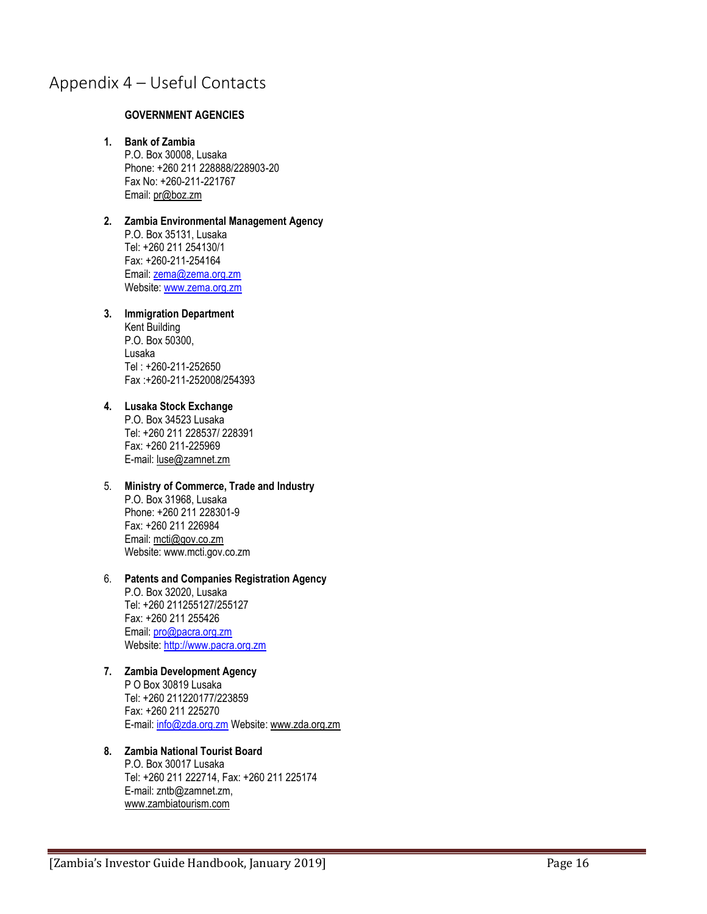# Appendix 4 – Useful Contacts

**GOVERNMENT AGENCIES**

1. **Bank of Zambia**
   P.O. Box 30008, Lusaka
   Phone: +260 211 228888/228903-20
   Fax No: +260-211-221767
   Email: pr@boz.zm

2. **Zambia Environmental Management Agency**
   P.O. Box 35131, Lusaka
   Tel: +260 211 254130/1
   Fax: +260-211-254164
   Email: zema@zema.org.zm
   Website: www.zema.org.zm

3. **Immigration Department**
   Kent Building
   P.O. Box 50300,
   Lusaka
   Tel : +260-211-252650
   Fax :+260-211-252008/254393

4. **Lusaka Stock Exchange**
   P.O. Box 34523 Lusaka
   Tel: +260 211 228537/ 228391
   Fax: +260 211-225969
   E-mail: luse@zamnet.zm

5. **Ministry of Commerce, Trade and Industry**
   P.O. Box 31968, Lusaka
   Phone: +260 211 228301-9
   Fax: +260 211 226984
   Email: mcti@gov.co.zm
   Website: www.mcti.gov.co.zm

6. **Patents and Companies Registration Agency**
   P.O. Box 32020, Lusaka
   Tel: +260 211255127/255127
   Fax: +260 211 255426
   Email: pro@pacra.org.zm
   Website: http://www.pacra.org.zm

7. **Zambia Development Agency**
   P O Box 30819 Lusaka
   Tel: +260 211220177/223859
   Fax: +260 211 225270
   E-mail: info@zda.org.zm Website: www.zda.org.zm

8. **Zambia National Tourist Board**
   P.O. Box 30017 Lusaka
   Tel: +260 211 222714, Fax: +260 211 225174
   E-mail: zntb@zamnet.zm,
   www.zambiatourism.com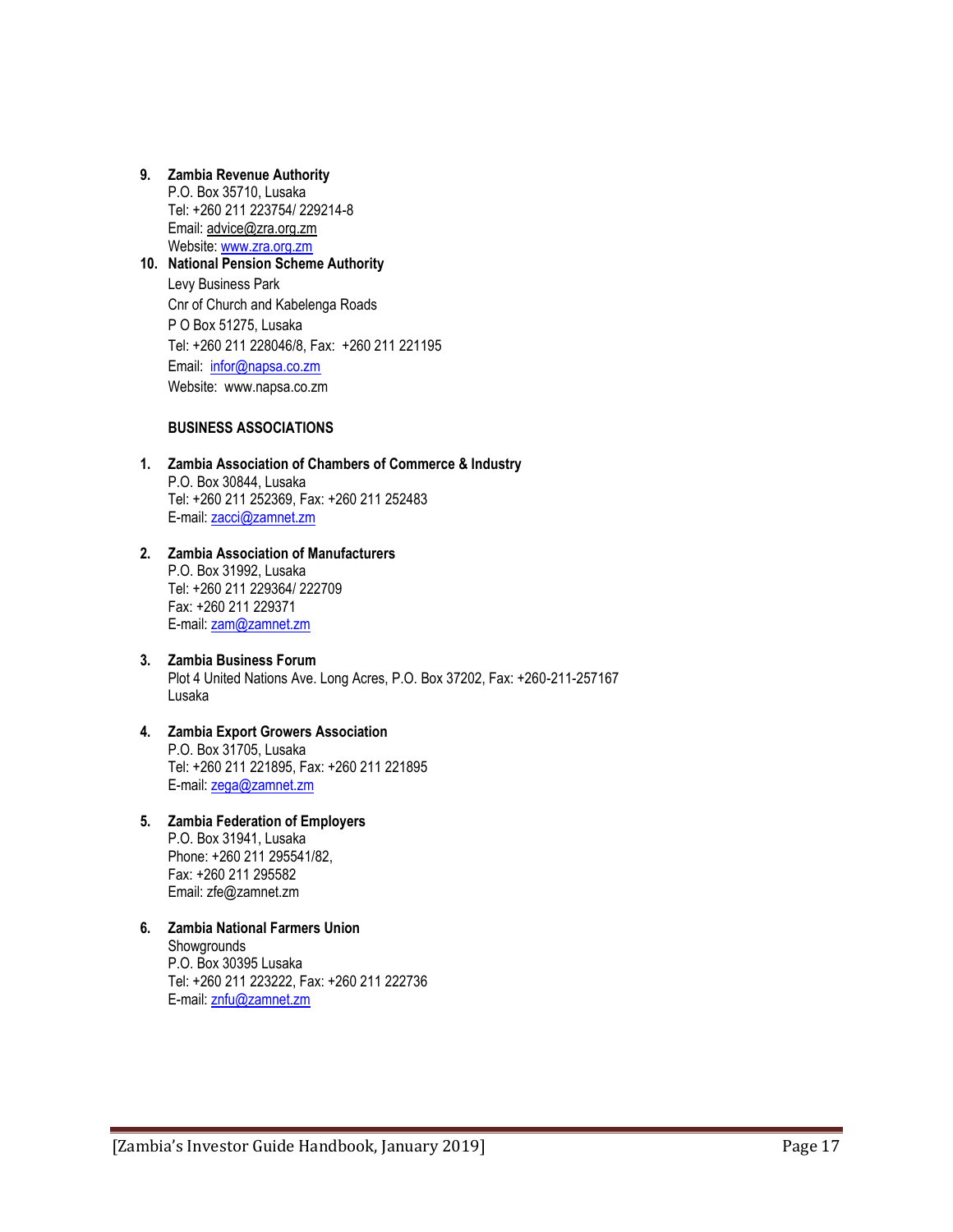9. **Zambia Revenue Authority**
   P.O. Box 35710, Lusaka
   Tel: +260 211 223754/ 229214-8
   Email: advice@zra.org.zm
   Website: www.zra.org.zm
10. **National Pension Scheme Authority**
    Levy Business Park
    Cnr of Church and Kabelenga Roads
    P O Box 51275, Lusaka
    Tel: +260 211 228046/8, Fax: +260 211 221195
    Email: infor@napsa.co.zm
    Website: www.napsa.co.zm

**BUSINESS ASSOCIATIONS**

1. **Zambia Association of Chambers of Commerce & Industry**
   P.O. Box 30844, Lusaka
   Tel: +260 211 252369, Fax: +260 211 252483
   E-mail: zacci@zamnet.zm

2. **Zambia Association of Manufacturers**
   P.O. Box 31992, Lusaka
   Tel: +260 211 229364/ 222709
   Fax: +260 211 229371
   E-mail: zam@zamnet.zm

3. **Zambia Business Forum**
   Plot 4 United Nations Ave. Long Acres, P.O. Box 37202, Fax: +260-211-257167
   Lusaka

4. **Zambia Export Growers Association**
   P.O. Box 31705, Lusaka
   Tel: +260 211 221895, Fax: +260 211 221895
   E-mail: zega@zamnet.zm

5. **Zambia Federation of Employers**
   P.O. Box 31941, Lusaka
   Phone: +260 211 295541/82,
   Fax: +260 211 295582
   Email: zfe@zamnet.zm

6. **Zambia National Farmers Union**
   Showgrounds
   P.O. Box 30395 Lusaka
   Tel: +260 211 223222, Fax: +260 211 222736
   E-mail: znfu@zamnet.zm